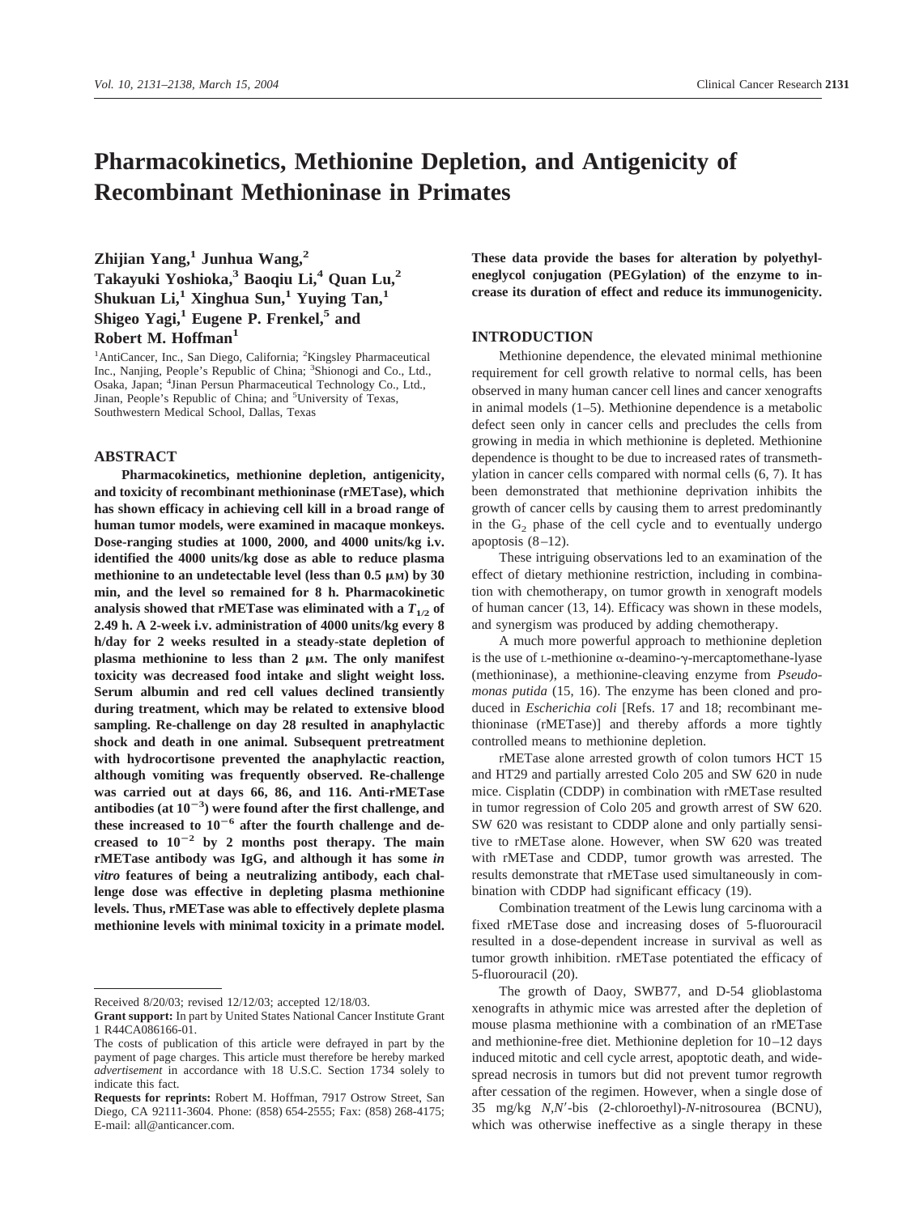# Pharmacokinetics, Methionine Depletion, and Antigenicity of Recombinant Methioninase in Primates

**Zhijian Yang,[1] Junhua Wang,[2] Takayuki Yoshioka,[3] Baoqiu Li,[4] Quan Lu,[2] Shukuan Li,[1] Xinghua Sun,[1] Yuying Tan,[1] Shigeo Yagi,[1] Eugene P. Frenkel,[5] and Robert M. Hoffman[1]**

[1]AntiCancer, Inc., San Diego, California; [2]Kingsley Pharmaceutical Inc., Nanjing, People's Republic of China; [3]Shionogi and Co., Ltd., Osaka, Japan; [4]Jinan Persun Pharmaceutical Technology Co., Ltd., Jinan, People's Republic of China; and [5]University of Texas, Southwestern Medical School, Dallas, Texas

## ABSTRACT

**Pharmacokinetics, methionine depletion, antigenicity, and toxicity of recombinant methioninase (rMETase), which has shown efficacy in achieving cell kill in a broad range of human tumor models, were examined in macaque monkeys. Dose-ranging studies at 1000, 2000, and 4000 units/kg i.v. identified the 4000 units/kg dose as able to reduce plasma methionine to an undetectable level (less than 0.5 μM) by 30 min, and the level so remained for 8 h. Pharmacokinetic analysis showed that rMETase was eliminated with a $T_{1/2}$ of 2.49 h. A 2-week i.v. administration of 4000 units/kg every 8 h/day for 2 weeks resulted in a steady-state depletion of plasma methionine to less than 2 μM. The only manifest toxicity was decreased food intake and slight weight loss. Serum albumin and red cell values declined transiently during treatment, which may be related to extensive blood sampling. Re-challenge on day 28 resulted in anaphylactic shock and death in one animal. Subsequent pretreatment with hydrocortisone prevented the anaphylactic reaction, although vomiting was frequently observed. Re-challenge was carried out at days 66, 86, and 116. Anti-rMETase antibodies (at $10^{-3}$) were found after the first challenge, and these increased to $10^{-6}$ after the fourth challenge and decreased to $10^{-2}$ by 2 months post therapy. The main rMETase antibody was IgG, and although it has some *in vitro* features of being a neutralizing antibody, each challenge dose was effective in depleting plasma methionine levels. Thus, rMETase was able to effectively deplete plasma methionine levels with minimal toxicity in a primate model. These data provide the bases for alteration by polyethyleneglycol conjugation (PEGylation) of the enzyme to increase its duration of effect and reduce its immunogenicity.**

## INTRODUCTION

Methionine dependence, the elevated minimal methionine requirement for cell growth relative to normal cells, has been observed in many human cancer cell lines and cancer xenografts in animal models (1–5). Methionine dependence is a metabolic defect seen only in cancer cells and precludes the cells from growing in media in which methionine is depleted. Methionine dependence is thought to be due to increased rates of transmethylation in cancer cells compared with normal cells (6, 7). It has been demonstrated that methionine deprivation inhibits the growth of cancer cells by causing them to arrest predominantly in the $G_2$ phase of the cell cycle and to eventually undergo apoptosis (8–12).

These intriguing observations led to an examination of the effect of dietary methionine restriction, including in combination with chemotherapy, on tumor growth in xenograft models of human cancer (13, 14). Efficacy was shown in these models, and synergism was produced by adding chemotherapy.

A much more powerful approach to methionine depletion is the use of L-methionine α-deamino-γ-mercaptomethane-lyase (methioninase), a methionine-cleaving enzyme from *Pseudomonas putida* (15, 16). The enzyme has been cloned and produced in *Escherichia coli* [Refs. 17 and 18; recombinant methioninase (rMETase)] and thereby affords a more tightly controlled means to methionine depletion.

rMETase alone arrested growth of colon tumors HCT 15 and HT29 and partially arrested Colo 205 and SW 620 in nude mice. Cisplatin (CDDP) in combination with rMETase resulted in tumor regression of Colo 205 and growth arrest of SW 620. SW 620 was resistant to CDDP alone and only partially sensitive to rMETase alone. However, when SW 620 was treated with rMETase and CDDP, tumor growth was arrested. The results demonstrate that rMETase used simultaneously in combination with CDDP had significant efficacy (19).

Combination treatment of the Lewis lung carcinoma with a fixed rMETase dose and increasing doses of 5-fluorouracil resulted in a dose-dependent increase in survival as well as tumor growth inhibition. rMETase potentiated the efficacy of 5-fluorouracil (20).

The growth of Daoy, SWB77, and D-54 glioblastoma xenografts in athymic mice was arrested after the depletion of mouse plasma methionine with a combination of an rMETase and methionine-free diet. Methionine depletion for 10–12 days induced mitotic and cell cycle arrest, apoptotic death, and widespread necrosis in tumors but did not prevent tumor regrowth after cessation of the regimen. However, when a single dose of 35 mg/kg *N*,*N*′-bis (2-chloroethyl)-*N*-nitrosourea (BCNU), which was otherwise ineffective as a single therapy in these

---

Received 8/20/03; revised 12/12/03; accepted 12/18/03.

**Grant support:** In part by United States National Cancer Institute Grant 1 R44CA086166-01.

The costs of publication of this article were defrayed in part by the payment of page charges. This article must therefore be hereby marked *advertisement* in accordance with 18 U.S.C. Section 1734 solely to indicate this fact.

**Requests for reprints:** Robert M. Hoffman, 7917 Ostrow Street, San Diego, CA 92111-3604. Phone: (858) 654-2555; Fax: (858) 268-4175; E-mail: all@anticancer.com.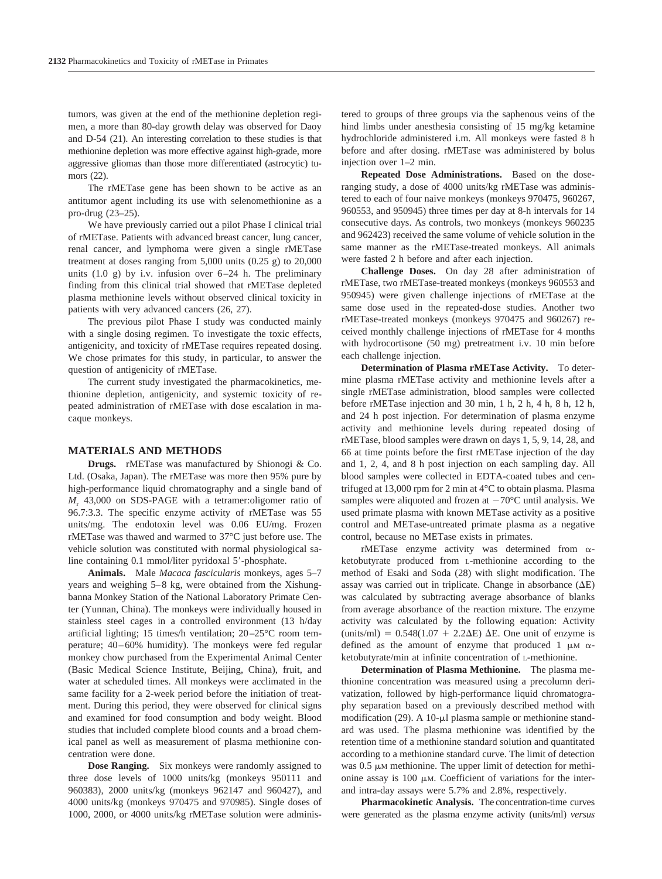tumors, was given at the end of the methionine depletion regimen, a more than 80-day growth delay was observed for Daoy and D-54 (21). An interesting correlation to these studies is that methionine depletion was more effective against high-grade, more aggressive gliomas than those more differentiated (astrocytic) tumors (22).

The rMETase gene has been shown to be active as an antitumor agent including its use with selenomethionine as a pro-drug (23–25).

We have previously carried out a pilot Phase I clinical trial of rMETase. Patients with advanced breast cancer, lung cancer, renal cancer, and lymphoma were given a single rMETase treatment at doses ranging from 5,000 units (0.25 g) to 20,000 units (1.0 g) by i.v. infusion over 6–24 h. The preliminary finding from this clinical trial showed that rMETase depleted plasma methionine levels without observed clinical toxicity in patients with very advanced cancers (26, 27).

The previous pilot Phase I study was conducted mainly with a single dosing regimen. To investigate the toxic effects, antigenicity, and toxicity of rMETase requires repeated dosing. We chose primates for this study, in particular, to answer the question of antigenicity of rMETase.

The current study investigated the pharmacokinetics, methionine depletion, antigenicity, and systemic toxicity of repeated administration of rMETase with dose escalation in macaque monkeys.

## MATERIALS AND METHODS

**Drugs.** rMETase was manufactured by Shionogi & Co. Ltd. (Osaka, Japan). The rMETase was more then 95% pure by high-performance liquid chromatography and a single band of $M_r$ 43,000 on SDS-PAGE with a tetramer:oligomer ratio of 96.7:3.3. The specific enzyme activity of rMETase was 55 units/mg. The endotoxin level was 0.06 EU/mg. Frozen rMETase was thawed and warmed to 37°C just before use. The vehicle solution was constituted with normal physiological saline containing 0.1 mmol/liter pyridoxal 5′-phosphate.

**Animals.** Male *Macaca fascicularis* monkeys, ages 5–7 years and weighing 5–8 kg, were obtained from the Xishungbanna Monkey Station of the National Laboratory Primate Center (Yunnan, China). The monkeys were individually housed in stainless steel cages in a controlled environment (13 h/day artificial lighting; 15 times/h ventilation; 20–25°C room temperature; 40–60% humidity). The monkeys were fed regular monkey chow purchased from the Experimental Animal Center (Basic Medical Science Institute, Beijing, China), fruit, and water at scheduled times. All monkeys were acclimated in the same facility for a 2-week period before the initiation of treatment. During this period, they were observed for clinical signs and examined for food consumption and body weight. Blood studies that included complete blood counts and a broad chemical panel as well as measurement of plasma methionine concentration were done.

**Dose Ranging.** Six monkeys were randomly assigned to three dose levels of 1000 units/kg (monkeys 950111 and 960383), 2000 units/kg (monkeys 962147 and 960427), and 4000 units/kg (monkeys 970475 and 970985). Single doses of 1000, 2000, or 4000 units/kg rMETase solution were administered to groups of three groups via the saphenous veins of the hind limbs under anesthesia consisting of 15 mg/kg ketamine hydrochloride administered i.m. All monkeys were fasted 8 h before and after dosing. rMETase was administered by bolus injection over 1–2 min.

**Repeated Dose Administrations.** Based on the dose-ranging study, a dose of 4000 units/kg rMETase was administered to each of four naive monkeys (monkeys 970475, 960267, 960553, and 950945) three times per day at 8-h intervals for 14 consecutive days. As controls, two monkeys (monkeys 960235 and 962423) received the same volume of vehicle solution in the same manner as the rMETase-treated monkeys. All animals were fasted 2 h before and after each injection.

**Challenge Doses.** On day 28 after administration of rMETase, two rMETase-treated monkeys (monkeys 960553 and 950945) were given challenge injections of rMETase at the same dose used in the repeated-dose studies. Another two rMETase-treated monkeys (monkeys 970475 and 960267) received monthly challenge injections of rMETase for 4 months with hydrocortisone (50 mg) pretreatment i.v. 10 min before each challenge injection.

**Determination of Plasma rMETase Activity.** To determine plasma rMETase activity and methionine levels after a single rMETase administration, blood samples were collected before rMETase injection and 30 min, 1 h, 2 h, 4 h, 8 h, 12 h, and 24 h post injection. For determination of plasma enzyme activity and methionine levels during repeated dosing of rMETase, blood samples were drawn on days 1, 5, 9, 14, 28, and 66 at time points before the first rMETase injection of the day and 1, 2, 4, and 8 h post injection on each sampling day. All blood samples were collected in EDTA-coated tubes and centrifuged at 13,000 rpm for 2 min at 4°C to obtain plasma. Plasma samples were aliquoted and frozen at −70°C until analysis. We used primate plasma with known METase activity as a positive control and METase-untreated primate plasma as a negative control, because no METase exists in primates.

rMETase enzyme activity was determined from α-ketobutyrate produced from L-methionine according to the method of Esaki and Soda (28) with slight modification. The assay was carried out in triplicate. Change in absorbance ($\Delta E$) was calculated by subtracting average absorbance of blanks from average absorbance of the reaction mixture. The enzyme activity was calculated by the following equation: Activity (units/ml) $= 0.548(1.07 + 2.2\Delta E)\ \Delta E$. One unit of enzyme is defined as the amount of enzyme that produced 1 μM α-ketobutyrate/min at infinite concentration of L-methionine.

**Determination of Plasma Methionine.** The plasma methionine concentration was measured using a precolumn derivatization, followed by high-performance liquid chromatography separation based on a previously described method with modification (29). A 10-μl plasma sample or methionine standard was used. The plasma methionine was identified by the retention time of a methionine standard solution and quantitated according to a methionine standard curve. The limit of detection was 0.5 μM methionine. The upper limit of detection for methionine assay is 100 μM. Coefficient of variations for the inter- and intra-day assays were 5.7% and 2.8%, respectively.

**Pharmacokinetic Analysis.** The concentration-time curves were generated as the plasma enzyme activity (units/ml) *versus*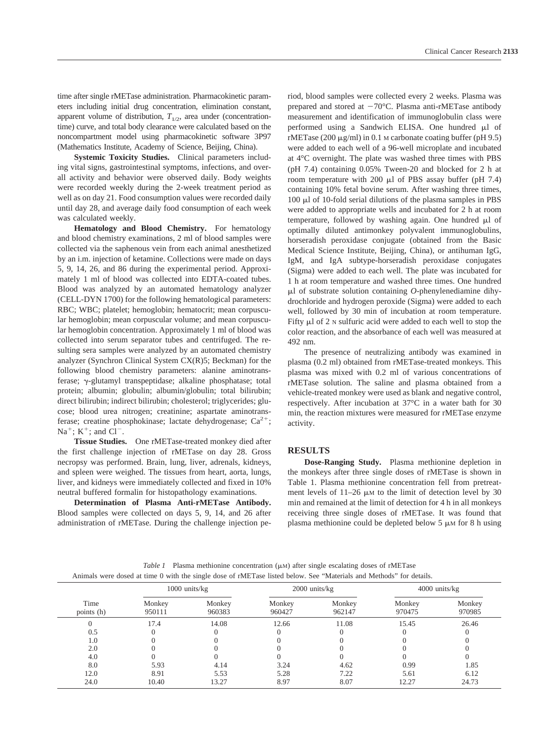time after single rMETase administration. Pharmacokinetic parameters including initial drug concentration, elimination constant, apparent volume of distribution, $T_{1/2}$, area under (concentration-time) curve, and total body clearance were calculated based on the noncompartment model using pharmacokinetic software 3P97 (Mathematics Institute, Academy of Science, Beijing, China).

**Systemic Toxicity Studies.** Clinical parameters including vital signs, gastrointestinal symptoms, infections, and overall activity and behavior were observed daily. Body weights were recorded weekly during the 2-week treatment period as well as on day 21. Food consumption values were recorded daily until day 28, and average daily food consumption of each week was calculated weekly.

**Hematology and Blood Chemistry.** For hematology and blood chemistry examinations, 2 ml of blood samples were collected via the saphenous vein from each animal anesthetized by an i.m. injection of ketamine. Collections were made on days 5, 9, 14, 26, and 86 during the experimental period. Approximately 1 ml of blood was collected into EDTA-coated tubes. Blood was analyzed by an automated hematology analyzer (CELL-DYN 1700) for the following hematological parameters: RBC; WBC; platelet; hemoglobin; hematocrit; mean corpuscular hemoglobin; mean corpuscular volume; and mean corpuscular hemoglobin concentration. Approximately 1 ml of blood was collected into serum separator tubes and centrifuged. The resulting sera samples were analyzed by an automated chemistry analyzer (Synchron Clinical System CX(R)5; Beckman) for the following blood chemistry parameters: alanine aminotransferase; γ-glutamyl transpeptidase; alkaline phosphatase; total protein; albumin; globulin; albumin/globulin; total bilirubin; direct bilirubin; indirect bilirubin; cholesterol; triglycerides; glucose; blood urea nitrogen; creatinine; aspartate aminotransferase; creatine phosphokinase; lactate dehydrogenase; $Ca^{2+}$; $Na^{+}$; $K^{+}$; and $Cl^{-}$.

**Tissue Studies.** One rMETase-treated monkey died after the first challenge injection of rMETase on day 28. Gross necropsy was performed. Brain, lung, liver, adrenals, kidneys, and spleen were weighed. The tissues from heart, aorta, lungs, liver, and kidneys were immediately collected and fixed in 10% neutral buffered formalin for histopathology examinations.

**Determination of Plasma Anti-rMETase Antibody.** Blood samples were collected on days 5, 9, 14, and 26 after administration of rMETase. During the challenge injection period, blood samples were collected every 2 weeks. Plasma was prepared and stored at −70°C. Plasma anti-rMETase antibody measurement and identification of immunoglobulin class were performed using a Sandwich ELISA. One hundred μl of rMETase (200 μg/ml) in 0.1 M carbonate coating buffer (pH 9.5) were added to each well of a 96-well microplate and incubated at 4°C overnight. The plate was washed three times with PBS (pH 7.4) containing 0.05% Tween-20 and blocked for 2 h at room temperature with 200 μl of PBS assay buffer (pH 7.4) containing 10% fetal bovine serum. After washing three times, 100 μl of 10-fold serial dilutions of the plasma samples in PBS were added to appropriate wells and incubated for 2 h at room temperature, followed by washing again. One hundred μl of optimally diluted antimonkey polyvalent immunoglobulins, horseradish peroxidase conjugate (obtained from the Basic Medical Science Institute, Beijing, China), or antihuman IgG, IgM, and IgA subtype-horseradish peroxidase conjugates (Sigma) were added to each well. The plate was incubated for 1 h at room temperature and washed three times. One hundred μl of substrate solution containing *O*-phenylenediamine dihydrochloride and hydrogen peroxide (Sigma) were added to each well, followed by 30 min of incubation at room temperature. Fifty μl of 2 N sulfuric acid were added to each well to stop the color reaction, and the absorbance of each well was measured at 492 nm.

The presence of neutralizing antibody was examined in plasma (0.2 ml) obtained from rMETase-treated monkeys. This plasma was mixed with 0.2 ml of various concentrations of rMETase solution. The saline and plasma obtained from a vehicle-treated monkey were used as blank and negative control, respectively. After incubation at 37°C in a water bath for 30 min, the reaction mixtures were measured for rMETase enzyme activity.

## RESULTS

**Dose-Ranging Study.** Plasma methionine depletion in the monkeys after three single doses of rMETase is shown in Table 1. Plasma methionine concentration fell from pretreatment levels of 11–26 μM to the limit of detection level by 30 min and remained at the limit of detection for 4 h in all monkeys receiving three single doses of rMETase. It was found that plasma methionine could be depleted below 5 μM for 8 h using

*Table 1* Plasma methionine concentration (μM) after single escalating doses of rMETase

Animals were dosed at time 0 with the single dose of rMETase listed below. See "Materials and Methods" for details.

| | 1000 units/kg | | 2000 units/kg | | 4000 units/kg | |
|---|---|---|---|---|---|---|
| Time points (h) | Monkey 950111 | Monkey 960383 | Monkey 960427 | Monkey 962147 | Monkey 970475 | Monkey 970985 |
| 0 | 17.4 | 14.08 | 12.66 | 11.08 | 15.45 | 26.46 |
| 0.5 | 0 | 0 | 0 | 0 | 0 | 0 |
| 1.0 | 0 | 0 | 0 | 0 | 0 | 0 |
| 2.0 | 0 | 0 | 0 | 0 | 0 | 0 |
| 4.0 | 0 | 0 | 0 | 0 | 0 | 0 |
| 8.0 | 5.93 | 4.14 | 3.24 | 4.62 | 0.99 | 1.85 |
| 12.0 | 8.91 | 5.53 | 5.28 | 7.22 | 5.61 | 6.12 |
| 24.0 | 10.40 | 13.27 | 8.97 | 8.07 | 12.27 | 24.73 |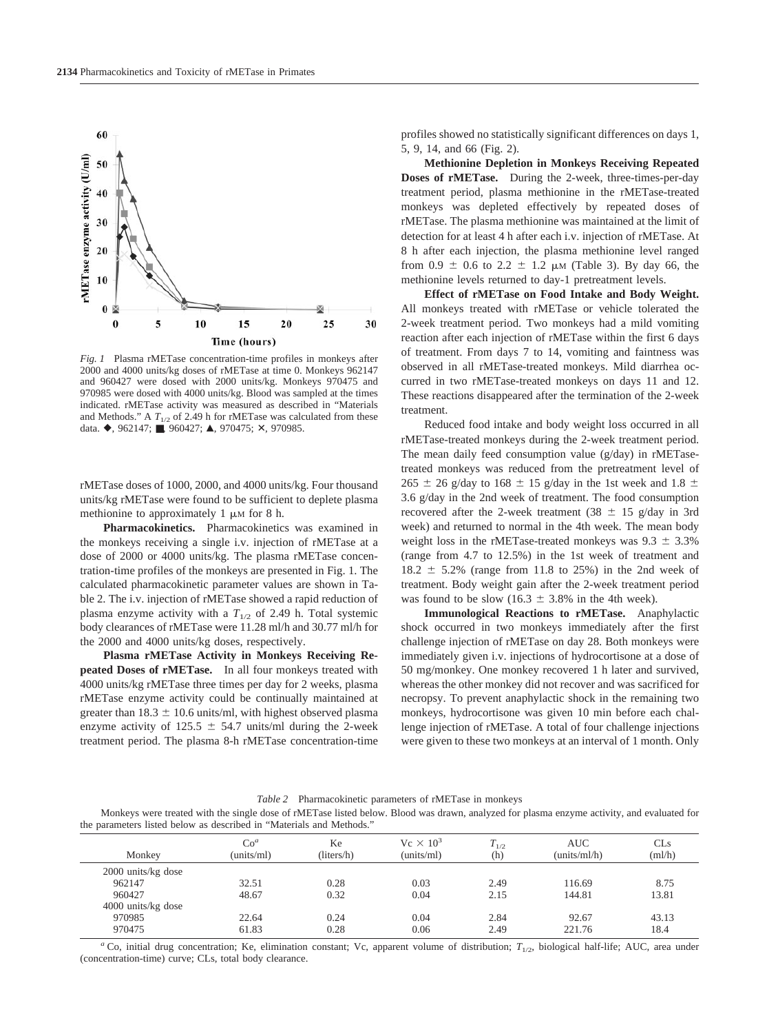*Fig. 1* Plasma rMETase concentration-time profiles in monkeys after 2000 and 4000 units/kg doses of rMETase at time 0. Monkeys 962147 and 960427 were dosed with 2000 units/kg. Monkeys 970475 and 970985 were dosed with 4000 units/kg. Blood was sampled at the times indicated. rMETase activity was measured as described in "Materials and Methods." A $T_{1/2}$ of 2.49 h for rMETase was calculated from these data. ◆, 962147; ■, 960427; ▲, 970475; ✕, 970985.

rMETase doses of 1000, 2000, and 4000 units/kg. Four thousand units/kg rMETase were found to be sufficient to deplete plasma methionine to approximately 1 μM for 8 h.

**Pharmacokinetics.** Pharmacokinetics was examined in the monkeys receiving a single i.v. injection of rMETase at a dose of 2000 or 4000 units/kg. The plasma rMETase concentration-time profiles of the monkeys are presented in Fig. 1. The calculated pharmacokinetic parameter values are shown in Table 2. The i.v. injection of rMETase showed a rapid reduction of plasma enzyme activity with a $T_{1/2}$ of 2.49 h. Total systemic body clearances of rMETase were 11.28 ml/h and 30.77 ml/h for the 2000 and 4000 units/kg doses, respectively.

**Plasma rMETase Activity in Monkeys Receiving Repeated Doses of rMETase.** In all four monkeys treated with 4000 units/kg rMETase three times per day for 2 weeks, plasma rMETase enzyme activity could be continually maintained at greater than 18.3 ± 10.6 units/ml, with highest observed plasma enzyme activity of 125.5 ± 54.7 units/ml during the 2-week treatment period. The plasma 8-h rMETase concentration-time profiles showed no statistically significant differences on days 1, 5, 9, 14, and 66 (Fig. 2).

**Methionine Depletion in Monkeys Receiving Repeated Doses of rMETase.** During the 2-week, three-times-per-day treatment period, plasma methionine in the rMETase-treated monkeys was depleted effectively by repeated doses of rMETase. The plasma methionine was maintained at the limit of detection for at least 4 h after each i.v. injection of rMETase. At 8 h after each injection, the plasma methionine level ranged from 0.9 ± 0.6 to 2.2 ± 1.2 μM (Table 3). By day 66, the methionine levels returned to day-1 pretreatment levels.

**Effect of rMETase on Food Intake and Body Weight.** All monkeys treated with rMETase or vehicle tolerated the 2-week treatment period. Two monkeys had a mild vomiting reaction after each injection of rMETase within the first 6 days of treatment. From days 7 to 14, vomiting and faintness was observed in all rMETase-treated monkeys. Mild diarrhea occurred in two rMETase-treated monkeys on days 11 and 12. These reactions disappeared after the termination of the 2-week treatment.

Reduced food intake and body weight loss occurred in all rMETase-treated monkeys during the 2-week treatment period. The mean daily feed consumption value (g/day) in rMETase-treated monkeys was reduced from the pretreatment level of 265 ± 26 g/day to 168 ± 15 g/day in the 1st week and 1.8 ± 3.6 g/day in the 2nd week of treatment. The food consumption recovered after the 2-week treatment (38 ± 15 g/day in 3rd week) and returned to normal in the 4th week. The mean body weight loss in the rMETase-treated monkeys was 9.3 ± 3.3% (range from 4.7 to 12.5%) in the 1st week of treatment and 18.2 ± 5.2% (range from 11.8 to 25%) in the 2nd week of treatment. Body weight gain after the 2-week treatment period was found to be slow (16.3 ± 3.8% in the 4th week).

**Immunological Reactions to rMETase.** Anaphylactic shock occurred in two monkeys immediately after the first challenge injection of rMETase on day 28. Both monkeys were immediately given i.v. injections of hydrocortisone at a dose of 50 mg/monkey. One monkey recovered 1 h later and survived, whereas the other monkey did not recover and was sacrificed for necropsy. To prevent anaphylactic shock in the remaining two monkeys, hydrocortisone was given 10 min before each challenge injection of rMETase. A total of four challenge injections were given to these two monkeys at an interval of 1 month. Only

*Table 2* Pharmacokinetic parameters of rMETase in monkeys

Monkeys were treated with the single dose of rMETase listed below. Blood was drawn, analyzed for plasma enzyme activity, and evaluated for the parameters listed below as described in "Materials and Methods."

| Monkey | Co[a] (units/ml) | Ke (liters/h) | Vc × $10^3$ (units/ml) | $T_{1/2}$ (h) | AUC (units/ml/h) | CLs (ml/h) |
|---|---|---|---|---|---|---|
| 2000 units/kg dose | | | | | | |
| 962147 | 32.51 | 0.28 | 0.03 | 2.49 | 116.69 | 8.75 |
| 960427 | 48.67 | 0.32 | 0.04 | 2.15 | 144.81 | 13.81 |
| 4000 units/kg dose | | | | | | |
| 970985 | 22.64 | 0.24 | 0.04 | 2.84 | 92.67 | 43.13 |
| 970475 | 61.83 | 0.28 | 0.06 | 2.49 | 221.76 | 18.4 |

[a] Co, initial drug concentration; Ke, elimination constant; Vc, apparent volume of distribution; $T_{1/2}$, biological half-life; AUC, area under (concentration-time) curve; CLs, total body clearance.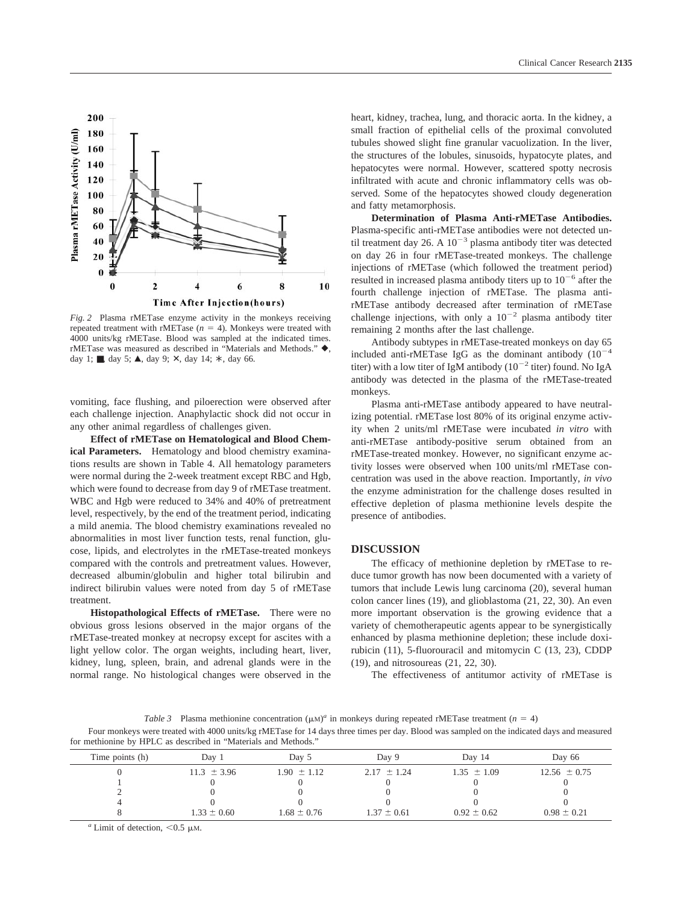*Fig. 2* Plasma rMETase enzyme activity in the monkeys receiving repeated treatment with rMETase ($n = 4$). Monkeys were treated with 4000 units/kg rMETase. Blood was sampled at the indicated times. rMETase was measured as described in "Materials and Methods." ◆, day 1; ■, day 5; ▲, day 9; ×, day 14; ∗, day 66.

vomiting, face flushing, and piloerection were observed after each challenge injection. Anaphylactic shock did not occur in any other animal regardless of challenges given.

**Effect of rMETase on Hematological and Blood Chemical Parameters.** Hematology and blood chemistry examinations results are shown in Table 4. All hematology parameters were normal during the 2-week treatment except RBC and Hgb, which were found to decrease from day 9 of rMETase treatment. WBC and Hgb were reduced to 34% and 40% of pretreatment level, respectively, by the end of the treatment period, indicating a mild anemia. The blood chemistry examinations revealed no abnormalities in most liver function tests, renal function, glucose, lipids, and electrolytes in the rMETase-treated monkeys compared with the controls and pretreatment values. However, decreased albumin/globulin and higher total bilirubin and indirect bilirubin values were noted from day 5 of rMETase treatment.

**Histopathological Effects of rMETase.** There were no obvious gross lesions observed in the major organs of the rMETase-treated monkey at necropsy except for ascites with a light yellow color. The organ weights, including heart, liver, kidney, lung, spleen, brain, and adrenal glands were in the normal range. No histological changes were observed in the heart, kidney, trachea, lung, and thoracic aorta. In the kidney, a small fraction of epithelial cells of the proximal convoluted tubules showed slight fine granular vacuolization. In the liver, the structures of the lobules, sinusoids, hypatocyte plates, and hepatocytes were normal. However, scattered spotty necrosis infiltrated with acute and chronic inflammatory cells was observed. Some of the hepatocytes showed cloudy degeneration and fatty metamorphosis.

**Determination of Plasma Anti-rMETase Antibodies.** Plasma-specific anti-rMETase antibodies were not detected until treatment day 26. A $10^{-3}$ plasma antibody titer was detected on day 26 in four rMETase-treated monkeys. The challenge injections of rMETase (which followed the treatment period) resulted in increased plasma antibody titers up to $10^{-6}$ after the fourth challenge injection of rMETase. The plasma anti-rMETase antibody decreased after termination of rMETase challenge injections, with only a $10^{-2}$ plasma antibody titer remaining 2 months after the last challenge.

Antibody subtypes in rMETase-treated monkeys on day 65 included anti-rMETase IgG as the dominant antibody ($10^{-4}$ titer) with a low titer of IgM antibody ($10^{-2}$ titer) found. No IgA antibody was detected in the plasma of the rMETase-treated monkeys.

Plasma anti-rMETase antibody appeared to have neutralizing potential. rMETase lost 80% of its original enzyme activity when 2 units/ml rMETase were incubated *in vitro* with anti-rMETase antibody-positive serum obtained from an rMETase-treated monkey. However, no significant enzyme activity losses were observed when 100 units/ml rMETase concentration was used in the above reaction. Importantly, *in vivo* the enzyme administration for the challenge doses resulted in effective depletion of plasma methionine levels despite the presence of antibodies.

## DISCUSSION

The efficacy of methionine depletion by rMETase to reduce tumor growth has now been documented with a variety of tumors that include Lewis lung carcinoma (20), several human colon cancer lines (19), and glioblastoma (21, 22, 30). An even more important observation is the growing evidence that a variety of chemotherapeutic agents appear to be synergistically enhanced by plasma methionine depletion; these include doxirubicin (11), 5-fluorouracil and mitomycin C (13, 23), CDDP (19), and nitrosoureas (21, 22, 30).

The effectiveness of antitumor activity of rMETase is

*Table 3* Plasma methionine concentration (μM)[a] in monkeys during repeated rMETase treatment ($n = 4$)

Four monkeys were treated with 4000 units/kg rMETase for 14 days three times per day. Blood was sampled on the indicated days and measured for methionine by HPLC as described in "Materials and Methods."

| Time points (h) | Day 1 | Day 5 | Day 9 | Day 14 | Day 66 |
|---|---|---|---|---|---|
| 0 | 11.3 ± 3.96 | 1.90 ± 1.12 | 2.17 ± 1.24 | 1.35 ± 1.09 | 12.56 ± 0.75 |
| 1 | 0 | 0 | 0 | 0 | 0 |
| 2 | 0 | 0 | 0 | 0 | 0 |
| 4 | 0 | 0 | 0 | 0 | 0 |
| 8 | 1.33 ± 0.60 | 1.68 ± 0.76 | 1.37 ± 0.61 | 0.92 ± 0.62 | 0.98 ± 0.21 |

[a] Limit of detection, <0.5 μM.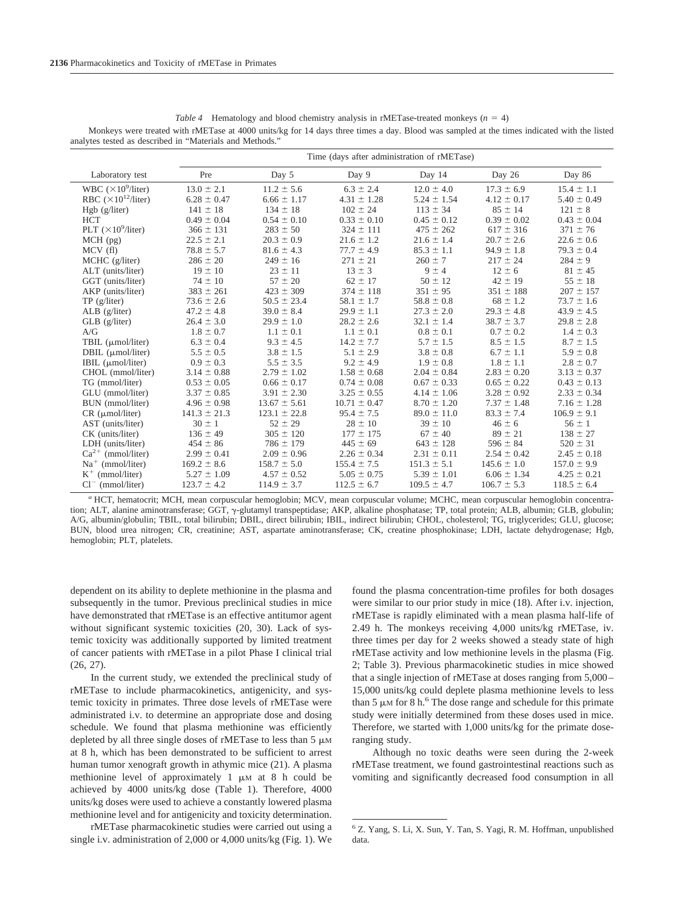*Table 4* Hematology and blood chemistry analysis in rMETase-treated monkeys ($n = 4$)

Monkeys were treated with rMETase at 4000 units/kg for 14 days three times a day. Blood was sampled at the times indicated with the listed analytes tested as described in "Materials and Methods."

| Laboratory test | Time (days after administration of rMETase) | | | | | |
|---|---|---|---|---|---|---|
| | Pre | Day 5 | Day 9 | Day 14 | Day 26 | Day 86 |
| WBC ($\times 10^9$/liter) | 13.0 ± 2.1 | 11.2 ± 5.6 | 6.3 ± 2.4 | 12.0 ± 4.0 | 17.3 ± 6.9 | 15.4 ± 1.1 |
| RBC ($\times 10^{12}$/liter) | 6.28 ± 0.47 | 6.66 ± 1.17 | 4.31 ± 1.28 | 5.24 ± 1.54 | 4.12 ± 0.17 | 5.40 ± 0.49 |
| Hgb (g/liter) | 141 ± 18 | 134 ± 18 | 102 ± 24 | 113 ± 34 | 85 ± 14 | 121 ± 8 |
| HCT | 0.49 ± 0.04 | 0.54 ± 0.10 | 0.33 ± 0.10 | 0.45 ± 0.12 | 0.39 ± 0.02 | 0.43 ± 0.04 |
| PLT ($\times 10^9$/liter) | 366 ± 131 | 283 ± 50 | 324 ± 111 | 475 ± 262 | 617 ± 316 | 371 ± 76 |
| MCH (pg) | 22.5 ± 2.1 | 20.3 ± 0.9 | 21.6 ± 1.2 | 21.6 ± 1.4 | 20.7 ± 2.6 | 22.6 ± 0.6 |
| MCV (fl) | 78.8 ± 5.7 | 81.6 ± 4.3 | 77.7 ± 4.9 | 85.3 ± 1.1 | 94.9 ± 1.8 | 79.3 ± 0.4 |
| MCHC (g/liter) | 286 ± 20 | 249 ± 16 | 271 ± 21 | 260 ± 7 | 217 ± 24 | 284 ± 9 |
| ALT (units/liter) | 19 ± 10 | 23 ± 11 | 13 ± 3 | 9 ± 4 | 12 ± 6 | 81 ± 45 |
| GGT (units/liter) | 74 ± 10 | 57 ± 20 | 62 ± 17 | 50 ± 12 | 42 ± 19 | 55 ± 18 |
| AKP (units/liter) | 383 ± 261 | 423 ± 309 | 374 ± 118 | 351 ± 95 | 351 ± 188 | 207 ± 157 |
| TP (g/liter) | 73.6 ± 2.6 | 50.5 ± 23.4 | 58.1 ± 1.7 | 58.8 ± 0.8 | 68 ± 1.2 | 73.7 ± 1.6 |
| ALB (g/liter) | 47.2 ± 4.8 | 39.0 ± 8.4 | 29.9 ± 1.1 | 27.3 ± 2.0 | 29.3 ± 4.8 | 43.9 ± 4.5 |
| GLB (g/liter) | 26.4 ± 3.0 | 29.9 ± 1.0 | 28.2 ± 2.6 | 32.1 ± 1.4 | 38.7 ± 3.7 | 29.8 ± 2.8 |
| A/G | 1.8 ± 0.7 | 1.1 ± 0.1 | 1.1 ± 0.1 | 0.8 ± 0.1 | 0.7 ± 0.2 | 1.4 ± 0.3 |
| TBIL (μmol/liter) | 6.3 ± 0.4 | 9.3 ± 4.5 | 14.2 ± 7.7 | 5.7 ± 1.5 | 8.5 ± 1.5 | 8.7 ± 1.5 |
| DBIL (μmol/liter) | 5.5 ± 0.5 | 3.8 ± 1.5 | 5.1 ± 2.9 | 3.8 ± 0.8 | 6.7 ± 1.1 | 5.9 ± 0.8 |
| IBIL (μmol/liter) | 0.9 ± 0.3 | 5.5 ± 3.5 | 9.2 ± 4.9 | 1.9 ± 0.8 | 1.8 ± 1.1 | 2.8 ± 0.7 |
| CHOL (mmol/liter) | 3.14 ± 0.88 | 2.79 ± 1.02 | 1.58 ± 0.68 | 2.04 ± 0.84 | 2.83 ± 0.20 | 3.13 ± 0.37 |
| TG (mmol/liter) | 0.53 ± 0.05 | 0.66 ± 0.17 | 0.74 ± 0.08 | 0.67 ± 0.33 | 0.65 ± 0.22 | 0.43 ± 0.13 |
| GLU (mmol/liter) | 3.37 ± 0.85 | 3.91 ± 2.30 | 3.25 ± 0.55 | 4.14 ± 1.06 | 3.28 ± 0.92 | 2.33 ± 0.34 |
| BUN (mmol/liter) | 4.96 ± 0.98 | 13.67 ± 5.61 | 10.71 ± 0.47 | 8.70 ± 1.20 | 7.37 ± 1.48 | 7.16 ± 1.28 |
| CR (μmol/liter) | 141.3 ± 21.3 | 123.1 ± 22.8 | 95.4 ± 7.5 | 89.0 ± 11.0 | 83.3 ± 7.4 | 106.9 ± 9.1 |
| AST (units/liter) | 30 ± 1 | 52 ± 29 | 28 ± 10 | 39 ± 10 | 46 ± 6 | 56 ± 1 |
| CK (units/liter) | 136 ± 49 | 305 ± 120 | 177 ± 175 | 67 ± 40 | 89 ± 21 | 138 ± 27 |
| LDH (units/liter) | 454 ± 86 | 786 ± 179 | 445 ± 69 | 643 ± 128 | 596 ± 84 | 520 ± 31 |
| $Ca^{2+}$ (mmol/liter) | 2.99 ± 0.41 | 2.09 ± 0.96 | 2.26 ± 0.34 | 2.31 ± 0.11 | 2.54 ± 0.42 | 2.45 ± 0.18 |
| $Na^{+}$ (mmol/liter) | 169.2 ± 8.6 | 158.7 ± 5.0 | 155.4 ± 7.5 | 151.3 ± 5.1 | 145.6 ± 1.0 | 157.0 ± 9.9 |
| $K^{+}$ (mmol/liter) | 5.27 ± 1.09 | 4.57 ± 0.52 | 5.05 ± 0.75 | 5.39 ± 1.01 | 6.06 ± 1.34 | 4.25 ± 0.21 |
| $Cl^{-}$ (mmol/liter) | 123.7 ± 4.2 | 114.9 ± 3.7 | 112.5 ± 6.7 | 109.5 ± 4.7 | 106.7 ± 5.3 | 118.5 ± 6.4 |

[a] HCT, hematocrit; MCH, mean corpuscular hemoglobin; MCV, mean corpuscular volume; MCHC, mean corpuscular hemoglobin concentration; ALT, alanine aminotransferase; GGT, γ-glutamyl transpeptidase; AKP, alkaline phosphatase; TP, total protein; ALB, albumin; GLB, globulin; A/G, albumin/globulin; TBIL, total bilirubin; DBIL, direct bilirubin; IBIL, indirect bilirubin; CHOL, cholesterol; TG, triglycerides; GLU, glucose; BUN, blood urea nitrogen; CR, creatinine; AST, aspartate aminotransferase; CK, creatine phosphokinase; LDH, lactate dehydrogenase; Hgb, hemoglobin; PLT, platelets.

dependent on its ability to deplete methionine in the plasma and subsequently in the tumor. Previous preclinical studies in mice have demonstrated that rMETase is an effective antitumor agent without significant systemic toxicities (20, 30). Lack of systemic toxicity was additionally supported by limited treatment of cancer patients with rMETase in a pilot Phase I clinical trial (26, 27).

In the current study, we extended the preclinical study of rMETase to include pharmacokinetics, antigenicity, and systemic toxicity in primates. Three dose levels of rMETase were administrated i.v. to determine an appropriate dose and dosing schedule. We found that plasma methionine was efficiently depleted by all three single doses of rMETase to less than 5 μM at 8 h, which has been demonstrated to be sufficient to arrest human tumor xenograft growth in athymic mice (21). A plasma methionine level of approximately 1 μM at 8 h could be achieved by 4000 units/kg dose (Table 1). Therefore, 4000 units/kg doses were used to achieve a constantly lowered plasma methionine level and for antigenicity and toxicity determination.

rMETase pharmacokinetic studies were carried out using a single i.v. administration of 2,000 or 4,000 units/kg (Fig. 1). We found the plasma concentration-time profiles for both dosages were similar to our prior study in mice (18). After i.v. injection, rMETase is rapidly eliminated with a mean plasma half-life of 2.49 h. The monkeys receiving 4,000 units/kg rMETase, iv. three times per day for 2 weeks showed a steady state of high rMETase activity and low methionine levels in the plasma (Fig. 2; Table 3). Previous pharmacokinetic studies in mice showed that a single injection of rMETase at doses ranging from 5,000–15,000 units/kg could deplete plasma methionine levels to less than 5 μM for 8 h.[6] The dose range and schedule for this primate study were initially determined from these doses used in mice. Therefore, we started with 1,000 units/kg for the primate dose-ranging study.

Although no toxic deaths were seen during the 2-week rMETase treatment, we found gastrointestinal reactions such as vomiting and significantly decreased food consumption in all

[6] Z. Yang, S. Li, X. Sun, Y. Tan, S. Yagi, R. M. Hoffman, unpublished data.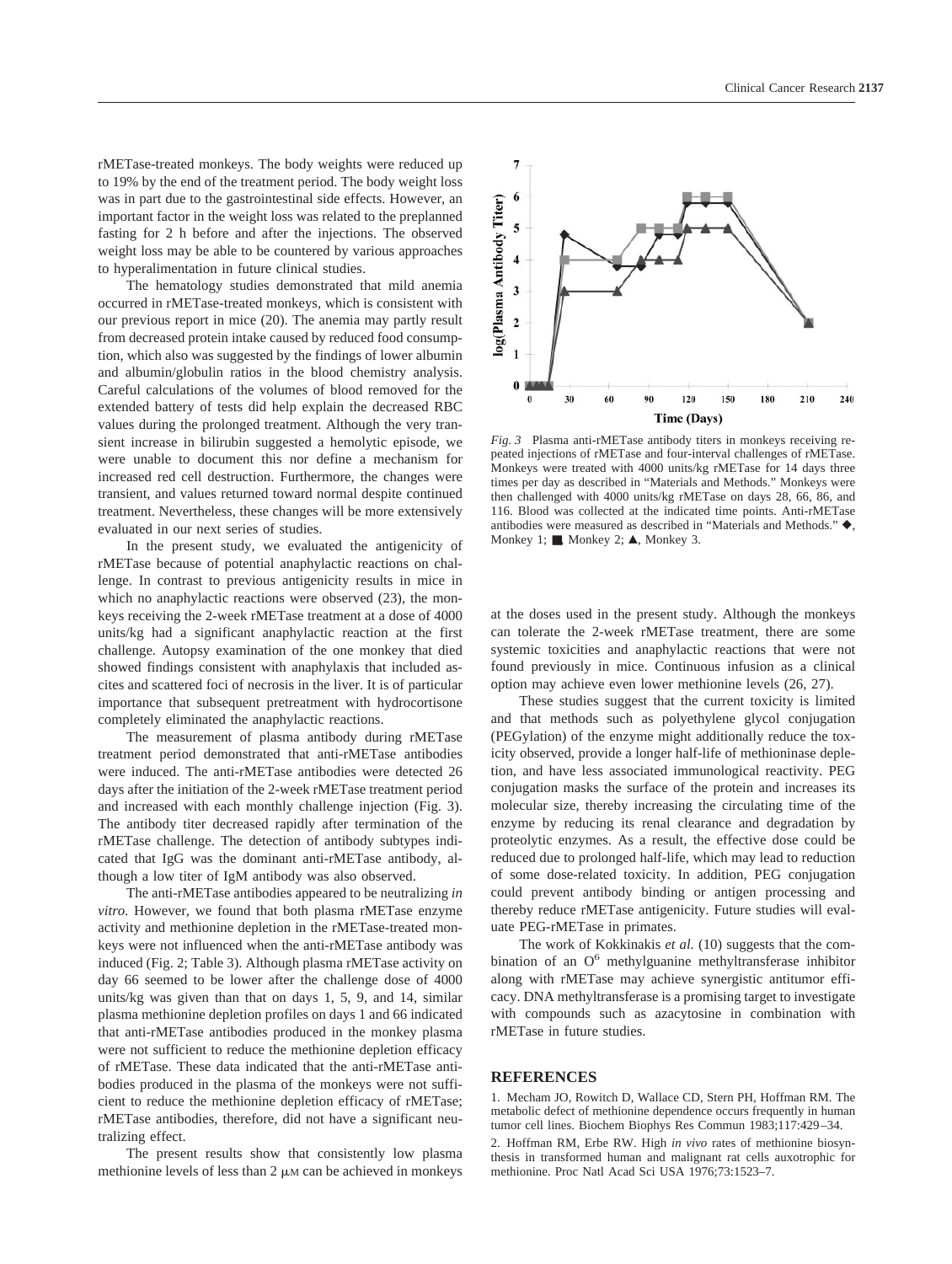rMETase-treated monkeys. The body weights were reduced up to 19% by the end of the treatment period. The body weight loss was in part due to the gastrointestinal side effects. However, an important factor in the weight loss was related to the preplanned fasting for 2 h before and after the injections. The observed weight loss may be able to be countered by various approaches to hyperalimentation in future clinical studies.

The hematology studies demonstrated that mild anemia occurred in rMETase-treated monkeys, which is consistent with our previous report in mice (20). The anemia may partly result from decreased protein intake caused by reduced food consumption, which also was suggested by the findings of lower albumin and albumin/globulin ratios in the blood chemistry analysis. Careful calculations of the volumes of blood removed for the extended battery of tests did help explain the decreased RBC values during the prolonged treatment. Although the very transient increase in bilirubin suggested a hemolytic episode, we were unable to document this nor define a mechanism for increased red cell destruction. Furthermore, the changes were transient, and values returned toward normal despite continued treatment. Nevertheless, these changes will be more extensively evaluated in our next series of studies.

In the present study, we evaluated the antigenicity of rMETase because of potential anaphylactic reactions on challenge. In contrast to previous antigenicity results in mice in which no anaphylactic reactions were observed (23), the monkeys receiving the 2-week rMETase treatment at a dose of 4000 units/kg had a significant anaphylactic reaction at the first challenge. Autopsy examination of the one monkey that died showed findings consistent with anaphylaxis that included ascites and scattered foci of necrosis in the liver. It is of particular importance that subsequent pretreatment with hydrocortisone completely eliminated the anaphylactic reactions.

The measurement of plasma antibody during rMETase treatment period demonstrated that anti-rMETase antibodies were induced. The anti-rMETase antibodies were detected 26 days after the initiation of the 2-week rMETase treatment period and increased with each monthly challenge injection (Fig. 3). The antibody titer decreased rapidly after termination of the rMETase challenge. The detection of antibody subtypes indicated that IgG was the dominant anti-rMETase antibody, although a low titer of IgM antibody was also observed.

The anti-rMETase antibodies appeared to be neutralizing *in vitro*. However, we found that both plasma rMETase enzyme activity and methionine depletion in the rMETase-treated monkeys were not influenced when the anti-rMETase antibody was induced (Fig. 2; Table 3). Although plasma rMETase activity on day 66 seemed to be lower after the challenge dose of 4000 units/kg was given than that on days 1, 5, 9, and 14, similar plasma methionine depletion profiles on days 1 and 66 indicated that anti-rMETase antibodies produced in the monkey plasma were not sufficient to reduce the methionine depletion efficacy of rMETase. These data indicated that the anti-rMETase antibodies produced in the plasma of the monkeys were not sufficient to reduce the methionine depletion efficacy of rMETase; rMETase antibodies, therefore, did not have a significant neutralizing effect.

The present results show that consistently low plasma methionine levels of less than 2 $\mu$M can be achieved in monkeys at the doses used in the present study. Although the monkeys can tolerate the 2-week rMETase treatment, there are some systemic toxicities and anaphylactic reactions that were not found previously in mice. Continuous infusion as a clinical option may achieve even lower methionine levels (26, 27).

These studies suggest that the current toxicity is limited and that methods such as polyethylene glycol conjugation (PEGylation) of the enzyme might additionally reduce the toxicity observed, provide a longer half-life of methioninase depletion, and have less associated immunological reactivity. PEG conjugation masks the surface of the protein and increases its molecular size, thereby increasing the circulating time of the enzyme by reducing its renal clearance and degradation by proteolytic enzymes. As a result, the effective dose could be reduced due to prolonged half-life, which may lead to reduction of some dose-related toxicity. In addition, PEG conjugation could prevent antibody binding or antigen processing and thereby reduce rMETase antigenicity. Future studies will evaluate PEG-rMETase in primates.

The work of Kokkinakis *et al.* (10) suggests that the combination of an $O^6$ methylguanine methyltransferase inhibitor along with rMETase may achieve synergistic antitumor efficacy. DNA methyltransferase is a promising target to investigate with compounds such as azacytosine in combination with rMETase in future studies.

*Fig. 3* Plasma anti-rMETase antibody titers in monkeys receiving repeated injections of rMETase and four-interval challenges of rMETase. Monkeys were treated with 4000 units/kg rMETase for 14 days three times per day as described in "Materials and Methods." Monkeys were then challenged with 4000 units/kg rMETase on days 28, 66, 86, and 116. Blood was collected at the indicated time points. Anti-rMETase antibodies were measured as described in "Materials and Methods." ◆, Monkey 1; ■, Monkey 2; ▲, Monkey 3.

## REFERENCES

1. Mecham JO, Rowitch D, Wallace CD, Stern PH, Hoffman RM. The metabolic defect of methionine dependence occurs frequently in human tumor cell lines. Biochem Biophys Res Commun 1983;117:429–34.

2. Hoffman RM, Erbe RW. High *in vivo* rates of methionine biosynthesis in transformed human and malignant rat cells auxotrophic for methionine. Proc Natl Acad Sci USA 1976;73:1523–7.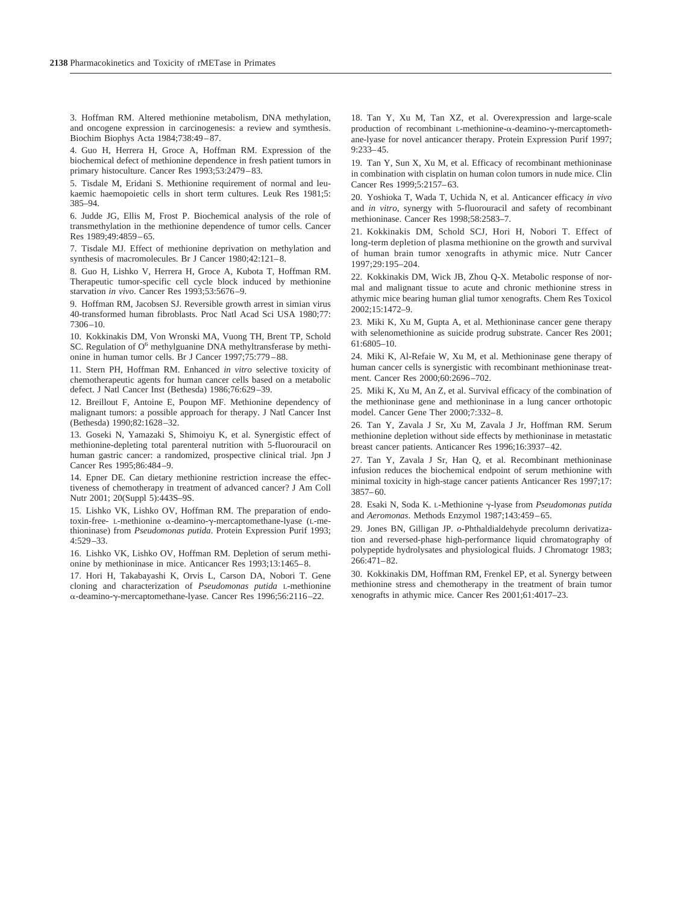3. Hoffman RM. Altered methionine metabolism, DNA methylation, and oncogene expression in carcinogenesis: a review and synthesis. Biochim Biophys Acta 1984;738:49–87.

4. Guo H, Herrera H, Groce A, Hoffman RM. Expression of the biochemical defect of methionine dependence in fresh patient tumors in primary histoculture. Cancer Res 1993;53:2479–83.

5. Tisdale M, Eridani S. Methionine requirement of normal and leukaemic haemopoietic cells in short term cultures. Leuk Res 1981;5:385–94.

6. Judde JG, Ellis M, Frost P. Biochemical analysis of the role of transmethylation in the methionine dependence of tumor cells. Cancer Res 1989;49:4859–65.

7. Tisdale MJ. Effect of methionine deprivation on methylation and synthesis of macromolecules. Br J Cancer 1980;42:121–8.

8. Guo H, Lishko V, Herrera H, Groce A, Kubota T, Hoffman RM. Therapeutic tumor-specific cell cycle block induced by methionine starvation *in vivo*. Cancer Res 1993;53:5676–9.

9. Hoffman RM, Jacobsen SJ. Reversible growth arrest in simian virus 40-transformed human fibroblasts. Proc Natl Acad Sci USA 1980;77:7306–10.

10. Kokkinakis DM, Von Wronski MA, Vuong TH, Brent TP, Schold SC. Regulation of $O^6$ methylguanine DNA methyltransferase by methionine in human tumor cells. Br J Cancer 1997;75:779–88.

11. Stern PH, Hoffman RM. Enhanced *in vitro* selective toxicity of chemotherapeutic agents for human cancer cells based on a metabolic defect. J Natl Cancer Inst (Bethesda) 1986;76:629–39.

12. Breillout F, Antoine E, Poupon MF. Methionine dependency of malignant tumors: a possible approach for therapy. J Natl Cancer Inst (Bethesda) 1990;82:1628–32.

13. Goseki N, Yamazaki S, Shimoiyu K, et al. Synergistic effect of methionine-depleting total parenteral nutrition with 5-fluorouracil on human gastric cancer: a randomized, prospective clinical trial. Jpn J Cancer Res 1995;86:484–9.

14. Epner DE. Can dietary methionine restriction increase the effectiveness of chemotherapy in treatment of advanced cancer? J Am Coll Nutr 2001; 20(Suppl 5):443S–9S.

15. Lishko VK, Lishko OV, Hoffman RM. The preparation of endotoxin-free- L-methionine α-deamino-γ-mercaptomethane-lyase (L-methioninase) from *Pseudomonas putida*. Protein Expression Purif 1993; 4:529–33.

16. Lishko VK, Lishko OV, Hoffman RM. Depletion of serum methionine by methioninase in mice. Anticancer Res 1993;13:1465–8.

17. Hori H, Takabayashi K, Orvis L, Carson DA, Nobori T. Gene cloning and characterization of *Pseudomonas putida* L-methionine α-deamino-γ-mercaptomethane-lyase. Cancer Res 1996;56:2116–22.

18. Tan Y, Xu M, Tan XZ, et al. Overexpression and large-scale production of recombinant L-methionine-α-deamino-γ-mercaptomethane-lyase for novel anticancer therapy. Protein Expression Purif 1997; 9:233–45.

19. Tan Y, Sun X, Xu M, et al. Efficacy of recombinant methioninase in combination with cisplatin on human colon tumors in nude mice. Clin Cancer Res 1999;5:2157–63.

20. Yoshioka T, Wada T, Uchida N, et al. Anticancer efficacy *in vivo* and *in vitro*, synergy with 5-fluorouracil and safety of recombinant methioninase. Cancer Res 1998;58:2583–7.

21. Kokkinakis DM, Schold SCJ, Hori H, Nobori T. Effect of long-term depletion of plasma methionine on the growth and survival of human brain tumor xenografts in athymic mice. Nutr Cancer 1997;29:195–204.

22. Kokkinakis DM, Wick JB, Zhou Q-X. Metabolic response of normal and malignant tissue to acute and chronic methionine stress in athymic mice bearing human glial tumor xenografts. Chem Res Toxicol 2002;15:1472–9.

23. Miki K, Xu M, Gupta A, et al. Methioninase cancer gene therapy with selenomethionine as suicide prodrug substrate. Cancer Res 2001; 61:6805–10.

24. Miki K, Al-Refaie W, Xu M, et al. Methioninase gene therapy of human cancer cells is synergistic with recombinant methioninase treatment. Cancer Res 2000;60:2696–702.

25. Miki K, Xu M, An Z, et al. Survival efficacy of the combination of the methioninase gene and methioninase in a lung cancer orthotopic model. Cancer Gene Ther 2000;7:332–8.

26. Tan Y, Zavala J Sr, Xu M, Zavala J Jr, Hoffman RM. Serum methionine depletion without side effects by methioninase in metastatic breast cancer patients. Anticancer Res 1996;16:3937–42.

27. Tan Y, Zavala J Sr, Han Q, et al. Recombinant methioninase infusion reduces the biochemical endpoint of serum methionine with minimal toxicity in high-stage cancer patients Anticancer Res 1997;17: 3857–60.

28. Esaki N, Soda K. L-Methionine γ-lyase from *Pseudomonas putida* and *Aeromonas*. Methods Enzymol 1987;143:459–65.

29. Jones BN, Gilligan JP. *o*-Phthaldialdehyde precolumn derivatization and reversed-phase high-performance liquid chromatography of polypeptide hydrolysates and physiological fluids. J Chromatogr 1983; 266:471–82.

30. Kokkinakis DM, Hoffman RM, Frenkel EP, et al. Synergy between methionine stress and chemotherapy in the treatment of brain tumor xenografts in athymic mice. Cancer Res 2001;61:4017–23.